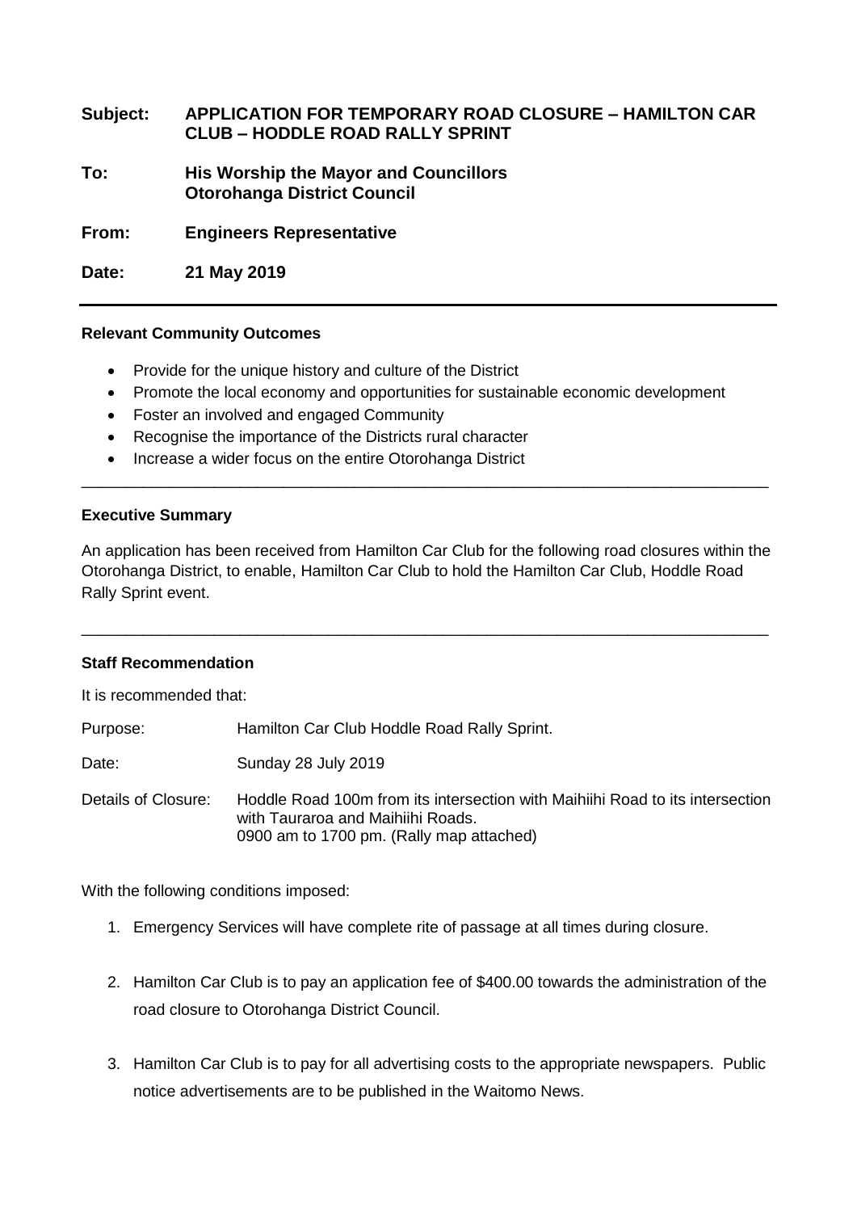| | |
|---|---|
| **Subject:** | **APPLICATION FOR TEMPORARY ROAD CLOSURE – HAMILTON CAR CLUB – HODDLE ROAD RALLY SPRINT** |
| **To:** | **His Worship the Mayor and Councillors Otorohanga District Council** |
| **From:** | **Engineers Representative** |
| **Date:** | **21 May 2019** |

---

**Relevant Community Outcomes**

- Provide for the unique history and culture of the District
- Promote the local economy and opportunities for sustainable economic development
- Foster an involved and engaged Community
- Recognise the importance of the Districts rural character
- Increase a wider focus on the entire Otorohanga District

---

**Executive Summary**

An application has been received from Hamilton Car Club for the following road closures within the Otorohanga District, to enable, Hamilton Car Club to hold the Hamilton Car Club, Hoddle Road Rally Sprint event.

---

**Staff Recommendation**

It is recommended that:

| | |
|---|---|
| Purpose: | Hamilton Car Club Hoddle Road Rally Sprint. |
| Date: | Sunday 28 July 2019 |
| Details of Closure: | Hoddle Road 100m from its intersection with Maihiihi Road to its intersection with Tauraroa and Maihiihi Roads. 0900 am to 1700 pm. (Rally map attached) |

With the following conditions imposed:

1. Emergency Services will have complete rite of passage at all times during closure.
2. Hamilton Car Club is to pay an application fee of $400.00 towards the administration of the road closure to Otorohanga District Council.
3. Hamilton Car Club is to pay for all advertising costs to the appropriate newspapers. Public notice advertisements are to be published in the Waitomo News.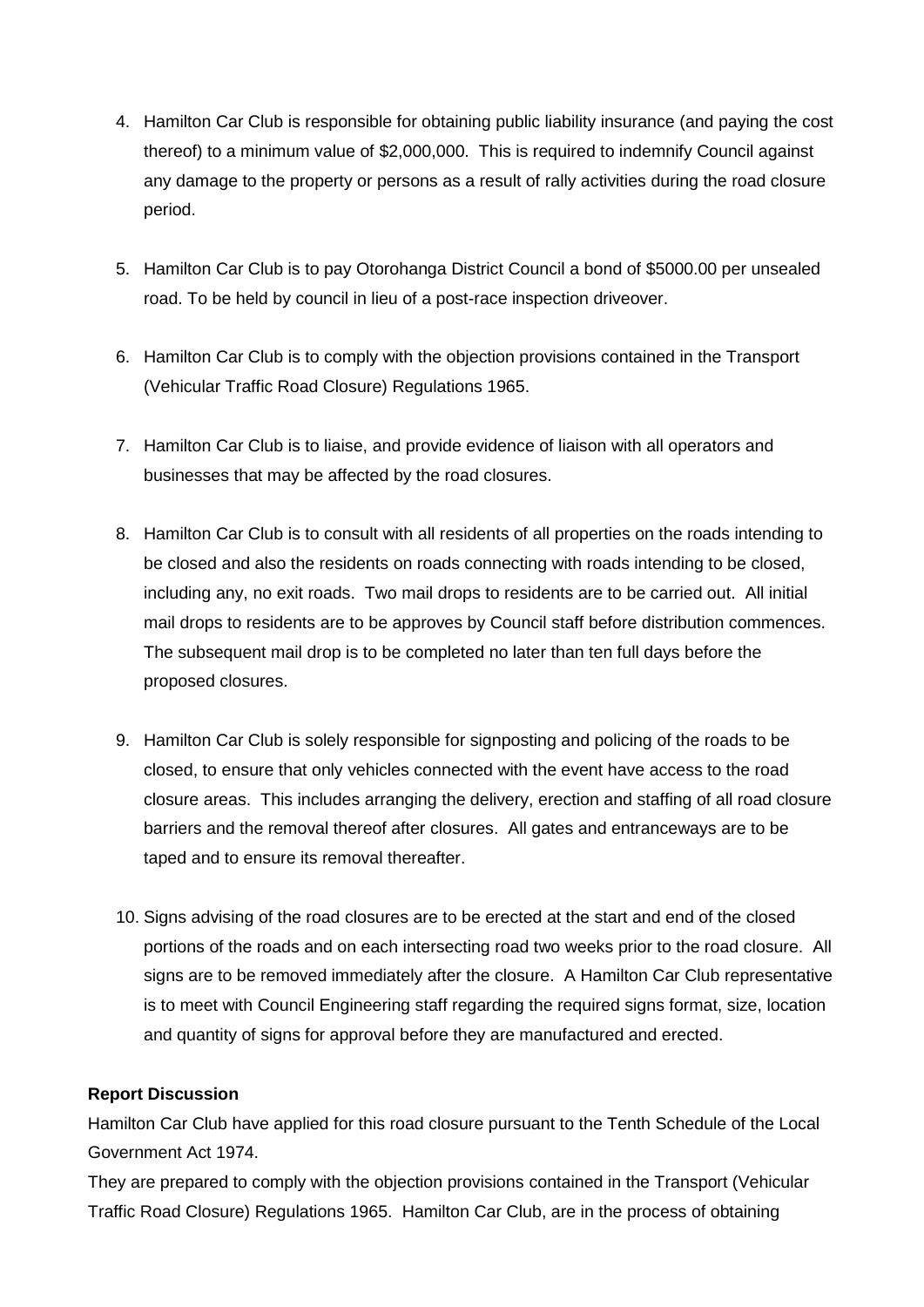4. Hamilton Car Club is responsible for obtaining public liability insurance (and paying the cost thereof) to a minimum value of $2,000,000. This is required to indemnify Council against any damage to the property or persons as a result of rally activities during the road closure period.

5. Hamilton Car Club is to pay Otorohanga District Council a bond of $5000.00 per unsealed road. To be held by council in lieu of a post-race inspection driveover.

6. Hamilton Car Club is to comply with the objection provisions contained in the Transport (Vehicular Traffic Road Closure) Regulations 1965.

7. Hamilton Car Club is to liaise, and provide evidence of liaison with all operators and businesses that may be affected by the road closures.

8. Hamilton Car Club is to consult with all residents of all properties on the roads intending to be closed and also the residents on roads connecting with roads intending to be closed, including any, no exit roads. Two mail drops to residents are to be carried out. All initial mail drops to residents are to be approves by Council staff before distribution commences. The subsequent mail drop is to be completed no later than ten full days before the proposed closures.

9. Hamilton Car Club is solely responsible for signposting and policing of the roads to be closed, to ensure that only vehicles connected with the event have access to the road closure areas. This includes arranging the delivery, erection and staffing of all road closure barriers and the removal thereof after closures. All gates and entranceways are to be taped and to ensure its removal thereafter.

10. Signs advising of the road closures are to be erected at the start and end of the closed portions of the roads and on each intersecting road two weeks prior to the road closure. All signs are to be removed immediately after the closure. A Hamilton Car Club representative is to meet with Council Engineering staff regarding the required signs format, size, location and quantity of signs for approval before they are manufactured and erected.

**Report Discussion**

Hamilton Car Club have applied for this road closure pursuant to the Tenth Schedule of the Local Government Act 1974.

They are prepared to comply with the objection provisions contained in the Transport (Vehicular Traffic Road Closure) Regulations 1965. Hamilton Car Club, are in the process of obtaining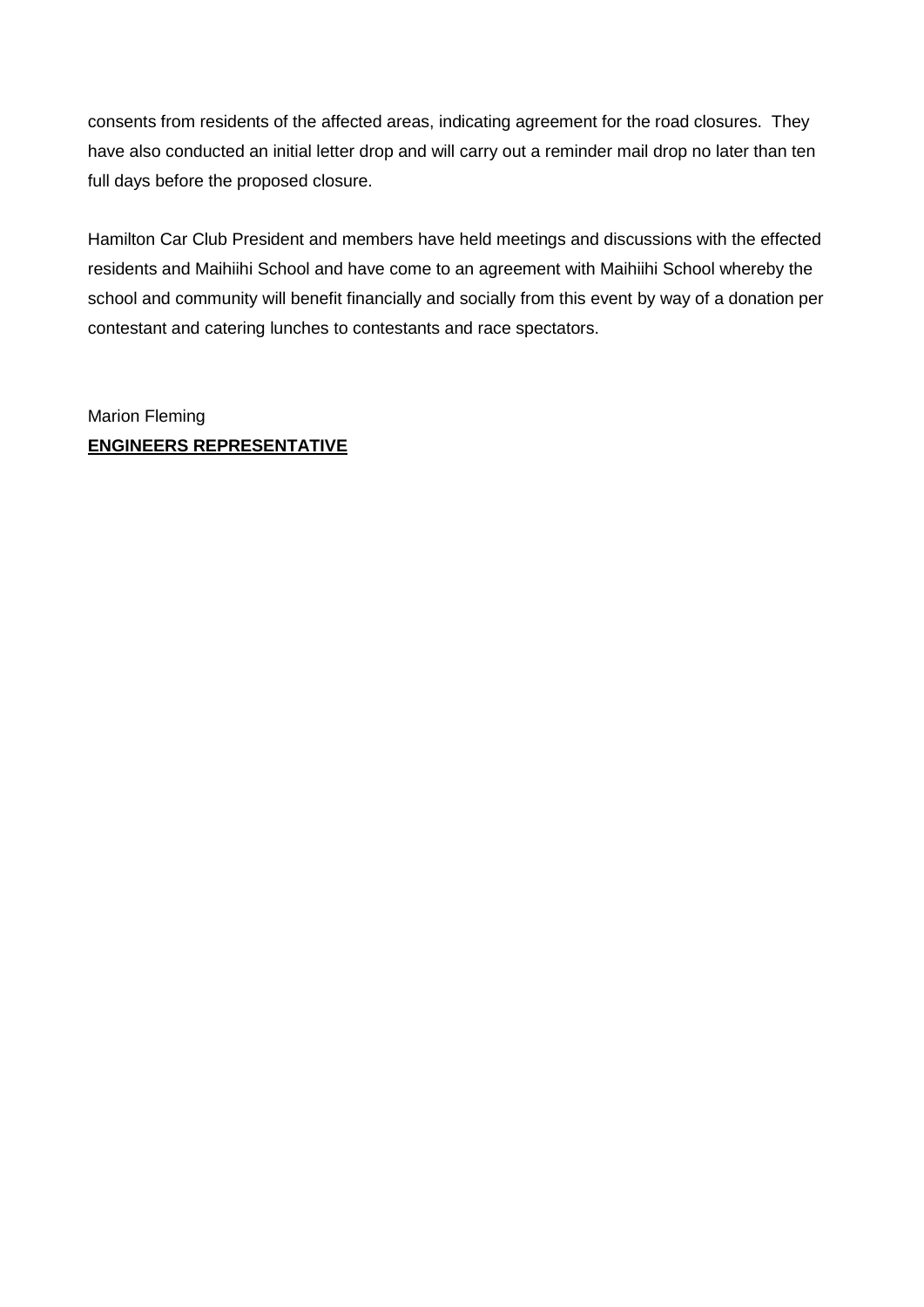consents from residents of the affected areas, indicating agreement for the road closures. They have also conducted an initial letter drop and will carry out a reminder mail drop no later than ten full days before the proposed closure.

Hamilton Car Club President and members have held meetings and discussions with the effected residents and Maihiihi School and have come to an agreement with Maihiihi School whereby the school and community will benefit financially and socially from this event by way of a donation per contestant and catering lunches to contestants and race spectators.

Marion Fleming
**ENGINEERS REPRESENTATIVE**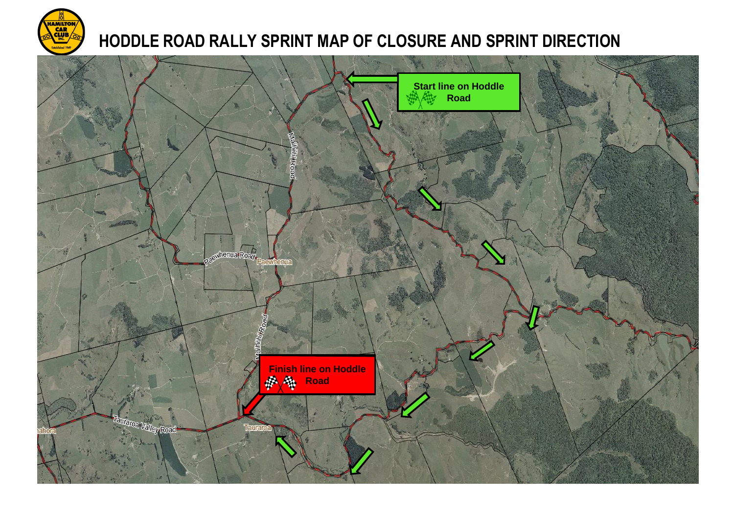# HODDLE ROAD RALLY SPRINT MAP OF CLOSURE AND SPRINT DIRECTION

HAMILTON CAR CLUB INC. Established 1949

Start line on Hoddle Road

Finish line on Hoddle Road

Maihihi Road

Paewhenua Road

Paewhenua

Tauraroa Valley Road

Tauraroa